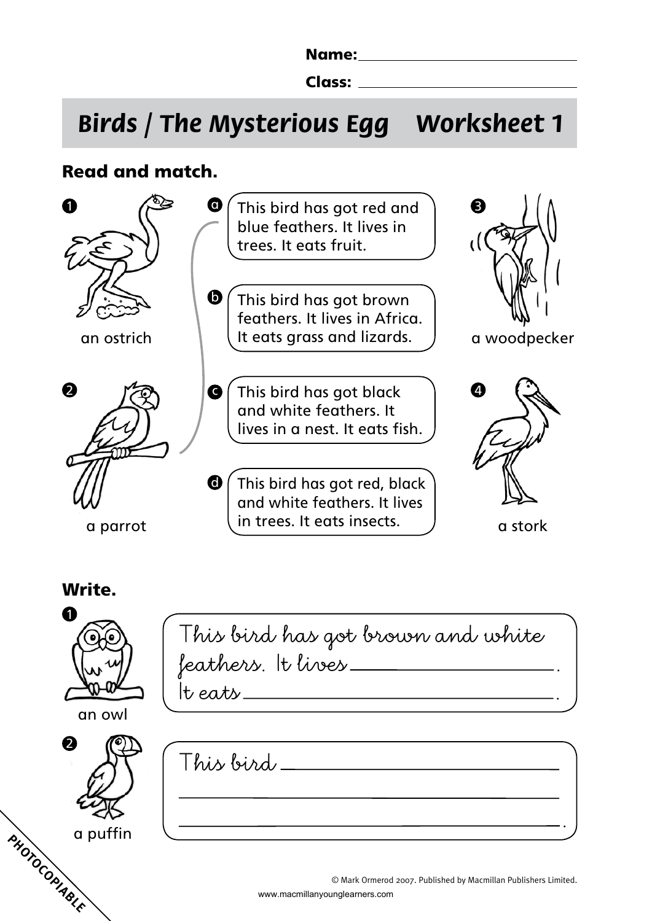Name: ______________________

Class: ______________________

# Birds / The Mysterious Egg Worksheet 1

## Read and match.

1. an ostrich
2. a parrot
3. a woodpecker
4. a stork

a. This bird has got red and blue feathers. It lives in trees. It eats fruit.

b. This bird has got brown feathers. It lives in Africa. It eats grass and lizards.

c. This bird has got black and white feathers. It lives in a nest. It eats fish.

d. This bird has got red, black and white feathers. It lives in trees. It eats insects.

## Write.

1. an owl

This bird has got brown and white feathers. It lives ______________________.
It eats ______________________.

2. a puffin

This bird ______________________
______________________
______________________.

PHOTOCOPIABLE

© Mark Ormerod 2007. Published by Macmillan Publishers Limited.
www.macmillanyounglearners.com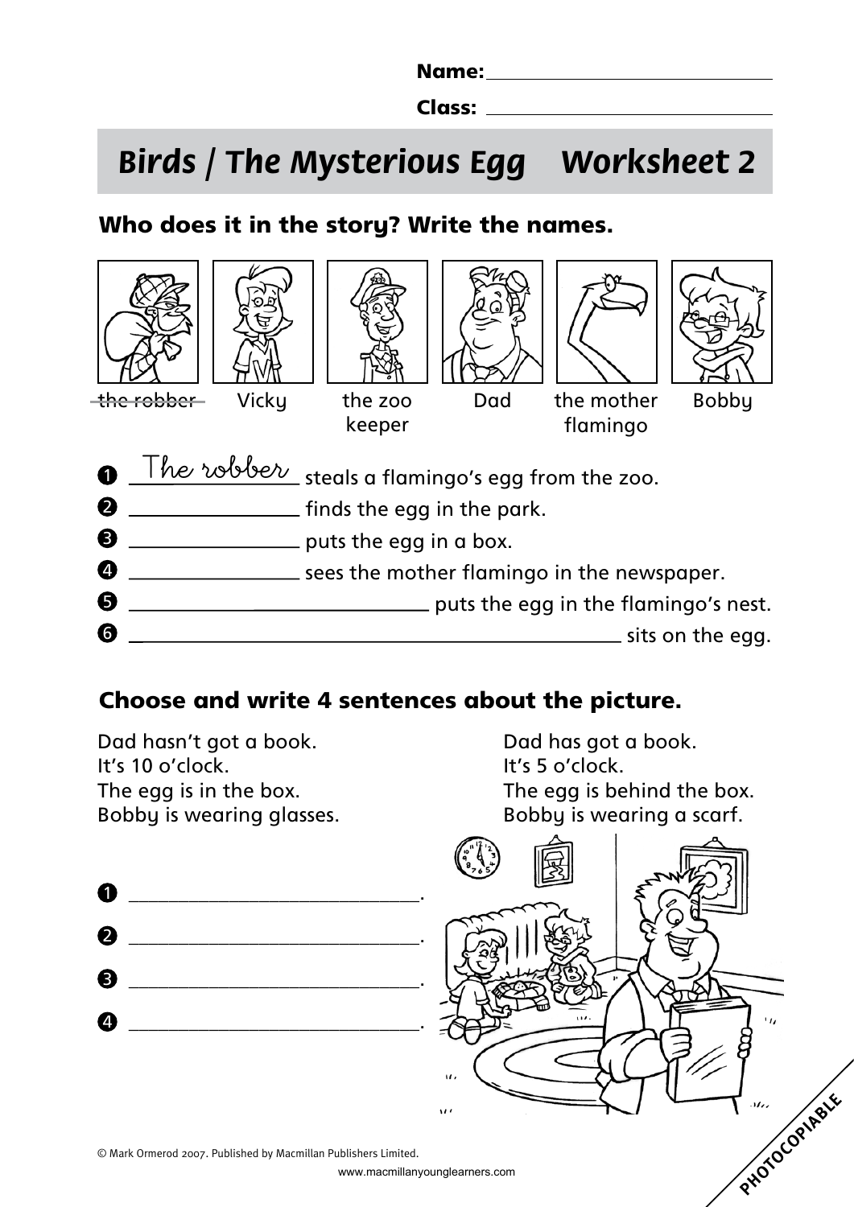Name: ____________________

Class: ____________________

# Birds / The Mysterious Egg Worksheet 2

## Who does it in the story? Write the names.

~~the robber~~ Vicky the zoo keeper Dad the mother flamingo Bobby

1. The robber steals a flamingo's egg from the zoo.
2. ____________ finds the egg in the park.
3. ____________ puts the egg in a box.
4. ____________ sees the mother flamingo in the newspaper.
5. ____________________ puts the egg in the flamingo's nest.
6. ____________________________________ sits on the egg.

## Choose and write 4 sentences about the picture.

Dad hasn't got a book.
It's 10 o'clock.
The egg is in the box.
Bobby is wearing glasses.

Dad has got a book.
It's 5 o'clock.
The egg is behind the box.
Bobby is wearing a scarf.

1. ______________________.
2. ______________________.
3. ______________________.
4. ______________________.

© Mark Ormerod 2007. Published by Macmillan Publishers Limited.

www.macmillanyounglearners.com

PHOTOCOPIABLE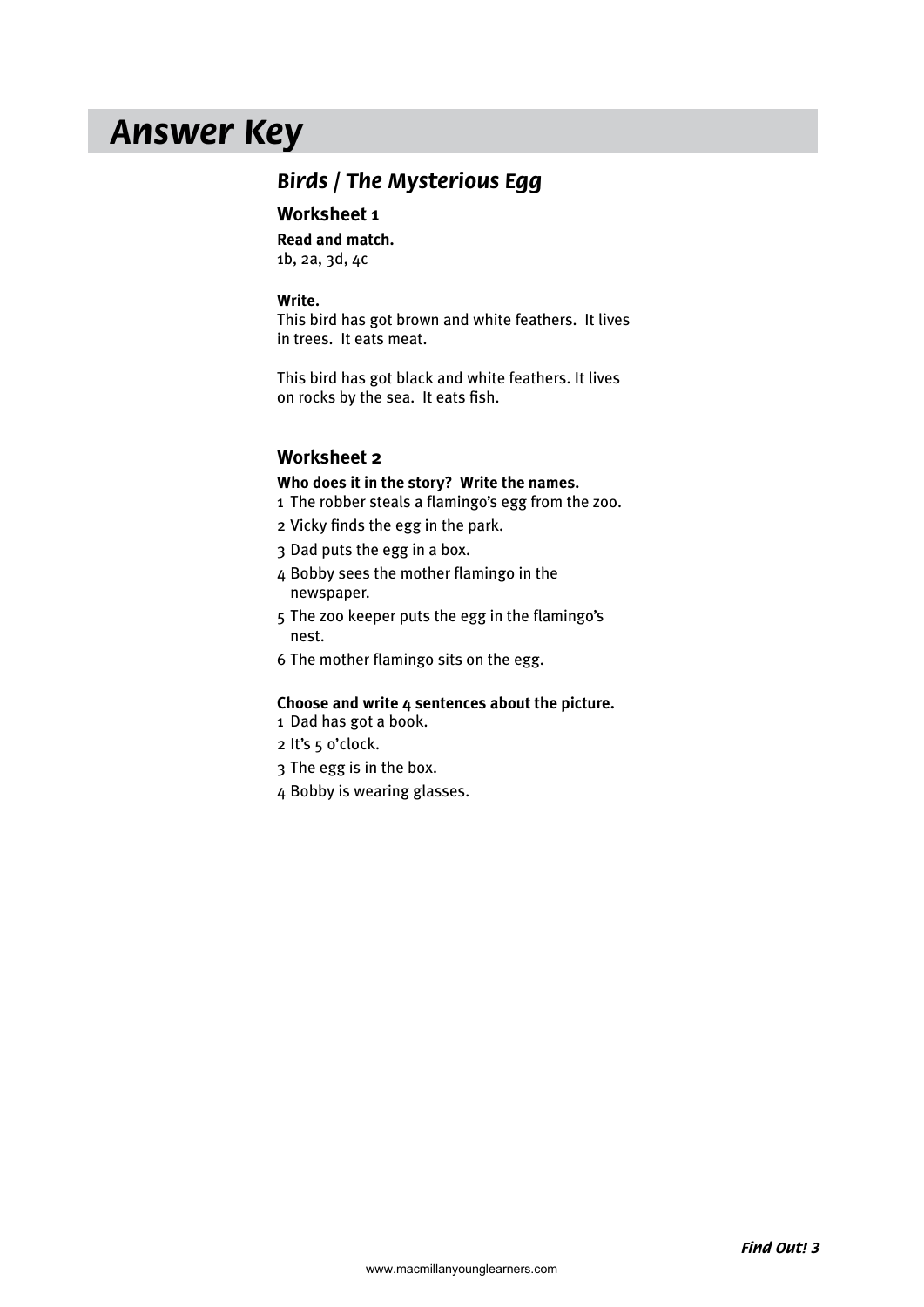# Answer Key

## Birds / The Mysterious Egg

### Worksheet 1

**Read and match.**
1b, 2a, 3d, 4c

**Write.**
This bird has got brown and white feathers. It lives in trees. It eats meat.

This bird has got black and white feathers. It lives on rocks by the sea. It eats fish.

### Worksheet 2

**Who does it in the story? Write the names.**

1 The robber steals a flamingo's egg from the zoo.

2 Vicky finds the egg in the park.

3 Dad puts the egg in a box.

4 Bobby sees the mother flamingo in the newspaper.

5 The zoo keeper puts the egg in the flamingo's nest.

6 The mother flamingo sits on the egg.

**Choose and write 4 sentences about the picture.**

1 Dad has got a book.

2 It's 5 o'clock.

3 The egg is in the box.

4 Bobby is wearing glasses.